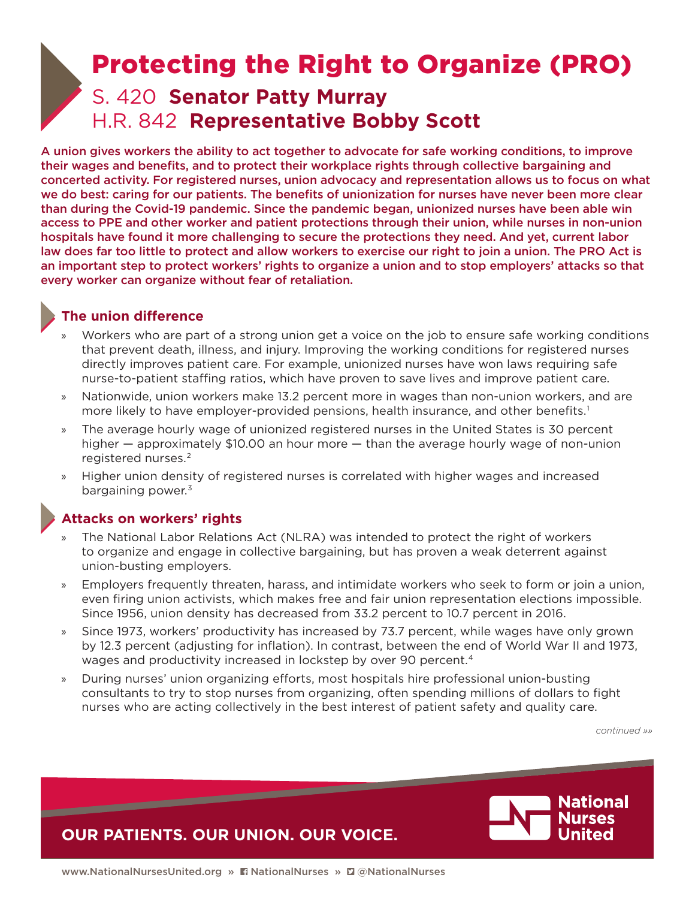# Protecting the Right to Organize (PRO)

## S. 420 **Senator Patty Murray**
## H.R. 842 **Representative Bobby Scott**

**A union gives workers the ability to act together to advocate for safe working conditions, to improve their wages and benefits, and to protect their workplace rights through collective bargaining and concerted activity. For registered nurses, union advocacy and representation allows us to focus on what we do best: caring for our patients. The benefits of unionization for nurses have never been more clear than during the Covid-19 pandemic. Since the pandemic began, unionized nurses have been able win access to PPE and other worker and patient protections through their union, while nurses in non-union hospitals have found it more challenging to secure the protections they need. And yet, current labor law does far too little to protect and allow workers to exercise our right to join a union. The PRO Act is an important step to protect workers' rights to organize a union and to stop employers' attacks so that every worker can organize without fear of retaliation.**

### The union difference

- Workers who are part of a strong union get a voice on the job to ensure safe working conditions that prevent death, illness, and injury. Improving the working conditions for registered nurses directly improves patient care. For example, unionized nurses have won laws requiring safe nurse-to-patient staffing ratios, which have proven to save lives and improve patient care.
- Nationwide, union workers make 13.2 percent more in wages than non-union workers, and are more likely to have employer-provided pensions, health insurance, and other benefits.[1]
- The average hourly wage of unionized registered nurses in the United States is 30 percent higher — approximately $10.00 an hour more — than the average hourly wage of non-union registered nurses.[2]
- Higher union density of registered nurses is correlated with higher wages and increased bargaining power.[3]

### Attacks on workers' rights

- The National Labor Relations Act (NLRA) was intended to protect the right of workers to organize and engage in collective bargaining, but has proven a weak deterrent against union-busting employers.
- Employers frequently threaten, harass, and intimidate workers who seek to form or join a union, even firing union activists, which makes free and fair union representation elections impossible. Since 1956, union density has decreased from 33.2 percent to 10.7 percent in 2016.
- Since 1973, workers' productivity has increased by 73.7 percent, while wages have only grown by 12.3 percent (adjusting for inflation). In contrast, between the end of World War II and 1973, wages and productivity increased in lockstep by over 90 percent.[4]
- During nurses' union organizing efforts, most hospitals hire professional union-busting consultants to try to stop nurses from organizing, often spending millions of dollars to fight nurses who are acting collectively in the best interest of patient safety and quality care.

*continued »»*

**OUR PATIENTS. OUR UNION. OUR VOICE.**

National Nurses United

www.NationalNursesUnited.org » NationalNurses » @NationalNurses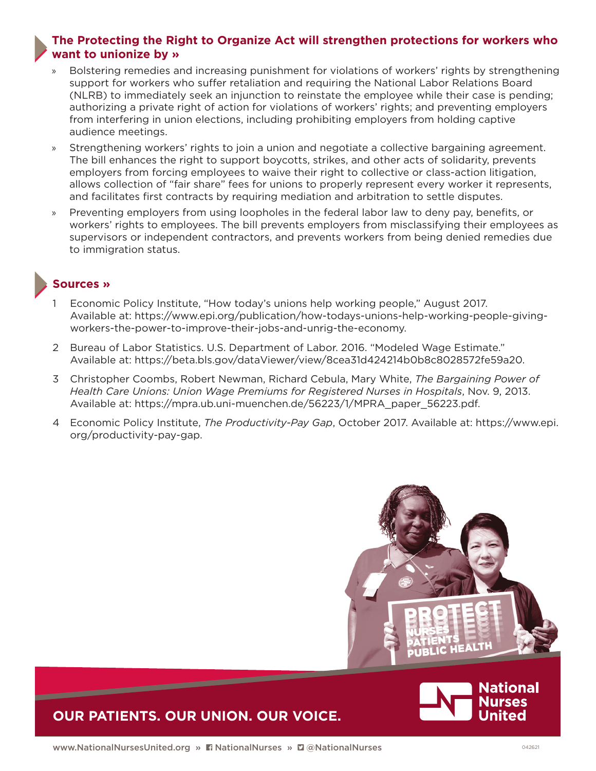## The Protecting the Right to Organize Act will strengthen protections for workers who want to unionize by »

- Bolstering remedies and increasing punishment for violations of workers' rights by strengthening support for workers who suffer retaliation and requiring the National Labor Relations Board (NLRB) to immediately seek an injunction to reinstate the employee while their case is pending; authorizing a private right of action for violations of workers' rights; and preventing employers from interfering in union elections, including prohibiting employers from holding captive audience meetings.
- Strengthening workers' rights to join a union and negotiate a collective bargaining agreement. The bill enhances the right to support boycotts, strikes, and other acts of solidarity, prevents employers from forcing employees to waive their right to collective or class-action litigation, allows collection of "fair share" fees for unions to properly represent every worker it represents, and facilitates first contracts by requiring mediation and arbitration to settle disputes.
- Preventing employers from using loopholes in the federal labor law to deny pay, benefits, or workers' rights to employees. The bill prevents employers from misclassifying their employees as supervisors or independent contractors, and prevents workers from being denied remedies due to immigration status.

## Sources »

1. Economic Policy Institute, "How today's unions help working people," August 2017. Available at: https://www.epi.org/publication/how-todays-unions-help-working-people-giving-workers-the-power-to-improve-their-jobs-and-unrig-the-economy.
2. Bureau of Labor Statistics. U.S. Department of Labor. 2016. "Modeled Wage Estimate." Available at: https://beta.bls.gov/dataViewer/view/8cea31d424214b0b8c8028572fe59a20.
3. Christopher Coombs, Robert Newman, Richard Cebula, Mary White, *The Bargaining Power of Health Care Unions: Union Wage Premiums for Registered Nurses in Hospitals*, Nov. 9, 2013. Available at: https://mpra.ub.uni-muenchen.de/56223/1/MPRA_paper_56223.pdf.
4. Economic Policy Institute, *The Productivity-Pay Gap*, October 2017. Available at: https://www.epi.org/productivity-pay-gap.

**OUR PATIENTS. OUR UNION. OUR VOICE.**

National Nurses United

www.NationalNursesUnited.org » NationalNurses » @NationalNurses

042621